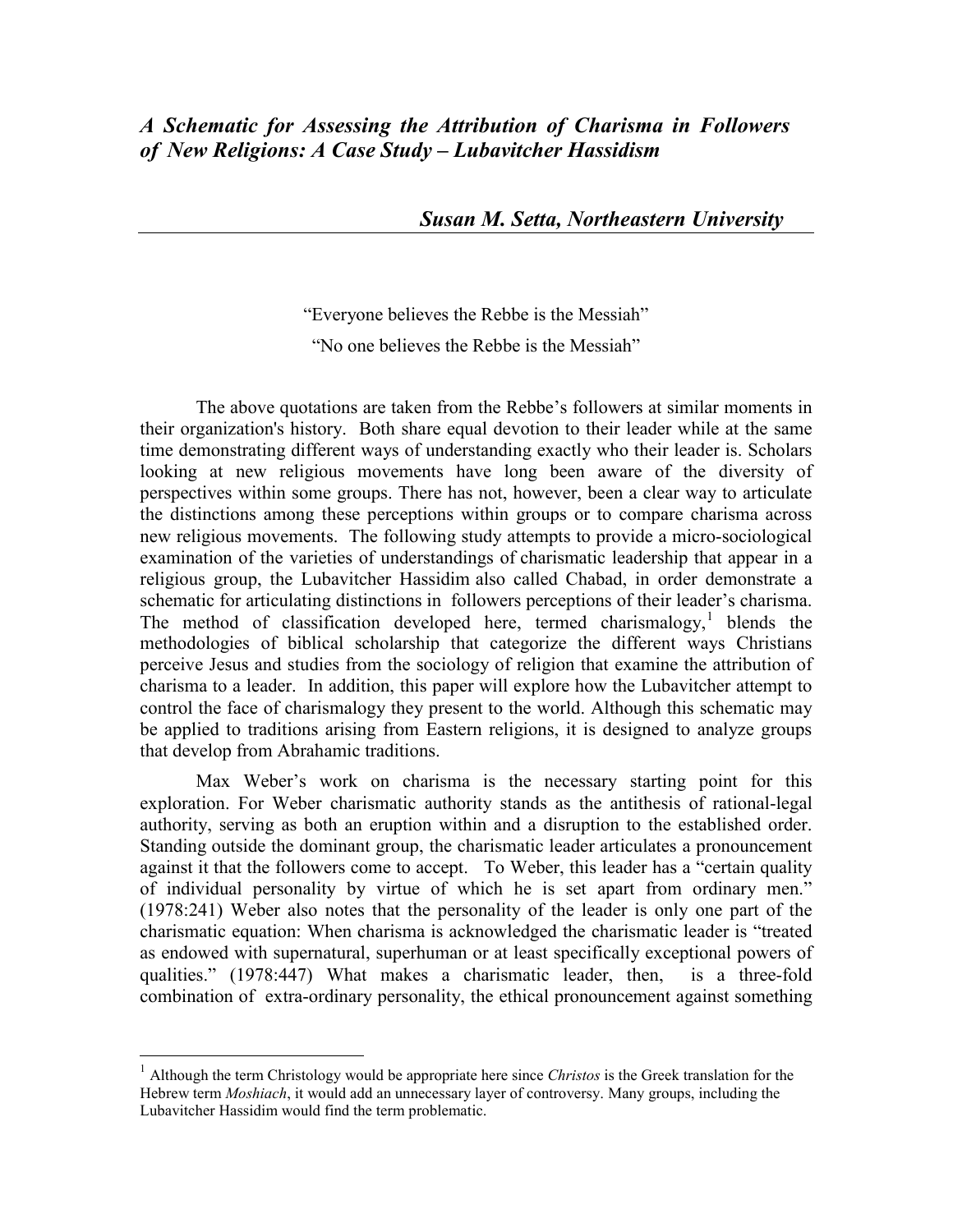# *A Schematic for Assessing the Attribution of Charisma in Followers of New Religions: A Case Study – Lubavitcher Hassidism*

***Susan M. Setta, Northeastern University***

"Everyone believes the Rebbe is the Messiah"

"No one believes the Rebbe is the Messiah"

The above quotations are taken from the Rebbe's followers at similar moments in their organization's history. Both share equal devotion to their leader while at the same time demonstrating different ways of understanding exactly who their leader is. Scholars looking at new religious movements have long been aware of the diversity of perspectives within some groups. There has not, however, been a clear way to articulate the distinctions among these perceptions within groups or to compare charisma across new religious movements. The following study attempts to provide a micro-sociological examination of the varieties of understandings of charismatic leadership that appear in a religious group, the Lubavitcher Hassidim also called Chabad, in order demonstrate a schematic for articulating distinctions in followers perceptions of their leader's charisma. The method of classification developed here, termed charismalogy,[1] blends the methodologies of biblical scholarship that categorize the different ways Christians perceive Jesus and studies from the sociology of religion that examine the attribution of charisma to a leader. In addition, this paper will explore how the Lubavitcher attempt to control the face of charismalogy they present to the world. Although this schematic may be applied to traditions arising from Eastern religions, it is designed to analyze groups that develop from Abrahamic traditions.

Max Weber's work on charisma is the necessary starting point for this exploration. For Weber charismatic authority stands as the antithesis of rational-legal authority, serving as both an eruption within and a disruption to the established order. Standing outside the dominant group, the charismatic leader articulates a pronouncement against it that the followers come to accept. To Weber, this leader has a "certain quality of individual personality by virtue of which he is set apart from ordinary men." (1978:241) Weber also notes that the personality of the leader is only one part of the charismatic equation: When charisma is acknowledged the charismatic leader is "treated as endowed with supernatural, superhuman or at least specifically exceptional powers of qualities." (1978:447) What makes a charismatic leader, then, is a three-fold combination of extra-ordinary personality, the ethical pronouncement against something

[1] Although the term Christology would be appropriate here since *Christos* is the Greek translation for the Hebrew term *Moshiach*, it would add an unnecessary layer of controversy. Many groups, including the Lubavitcher Hassidim would find the term problematic.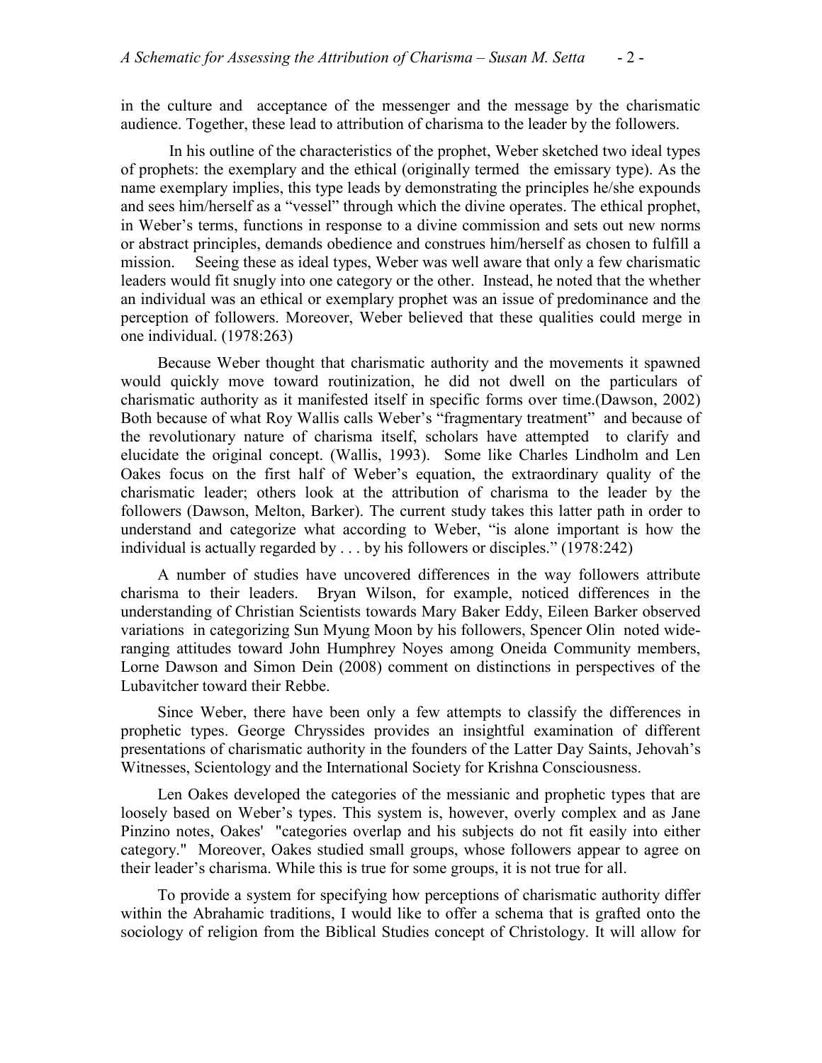in the culture and acceptance of the messenger and the message by the charismatic audience. Together, these lead to attribution of charisma to the leader by the followers.

In his outline of the characteristics of the prophet, Weber sketched two ideal types of prophets: the exemplary and the ethical (originally termed the emissary type). As the name exemplary implies, this type leads by demonstrating the principles he/she expounds and sees him/herself as a "vessel" through which the divine operates. The ethical prophet, in Weber's terms, functions in response to a divine commission and sets out new norms or abstract principles, demands obedience and construes him/herself as chosen to fulfill a mission. Seeing these as ideal types, Weber was well aware that only a few charismatic leaders would fit snugly into one category or the other. Instead, he noted that the whether an individual was an ethical or exemplary prophet was an issue of predominance and the perception of followers. Moreover, Weber believed that these qualities could merge in one individual. (1978:263)

Because Weber thought that charismatic authority and the movements it spawned would quickly move toward routinization, he did not dwell on the particulars of charismatic authority as it manifested itself in specific forms over time.(Dawson, 2002) Both because of what Roy Wallis calls Weber's "fragmentary treatment" and because of the revolutionary nature of charisma itself, scholars have attempted to clarify and elucidate the original concept. (Wallis, 1993). Some like Charles Lindholm and Len Oakes focus on the first half of Weber's equation, the extraordinary quality of the charismatic leader; others look at the attribution of charisma to the leader by the followers (Dawson, Melton, Barker). The current study takes this latter path in order to understand and categorize what according to Weber, "is alone important is how the individual is actually regarded by . . . by his followers or disciples." (1978:242)

A number of studies have uncovered differences in the way followers attribute charisma to their leaders. Bryan Wilson, for example, noticed differences in the understanding of Christian Scientists towards Mary Baker Eddy, Eileen Barker observed variations in categorizing Sun Myung Moon by his followers, Spencer Olin noted wide-ranging attitudes toward John Humphrey Noyes among Oneida Community members, Lorne Dawson and Simon Dein (2008) comment on distinctions in perspectives of the Lubavitcher toward their Rebbe.

Since Weber, there have been only a few attempts to classify the differences in prophetic types. George Chryssides provides an insightful examination of different presentations of charismatic authority in the founders of the Latter Day Saints, Jehovah's Witnesses, Scientology and the International Society for Krishna Consciousness.

Len Oakes developed the categories of the messianic and prophetic types that are loosely based on Weber's types. This system is, however, overly complex and as Jane Pinzino notes, Oakes' "categories overlap and his subjects do not fit easily into either category." Moreover, Oakes studied small groups, whose followers appear to agree on their leader's charisma. While this is true for some groups, it is not true for all.

To provide a system for specifying how perceptions of charismatic authority differ within the Abrahamic traditions, I would like to offer a schema that is grafted onto the sociology of religion from the Biblical Studies concept of Christology. It will allow for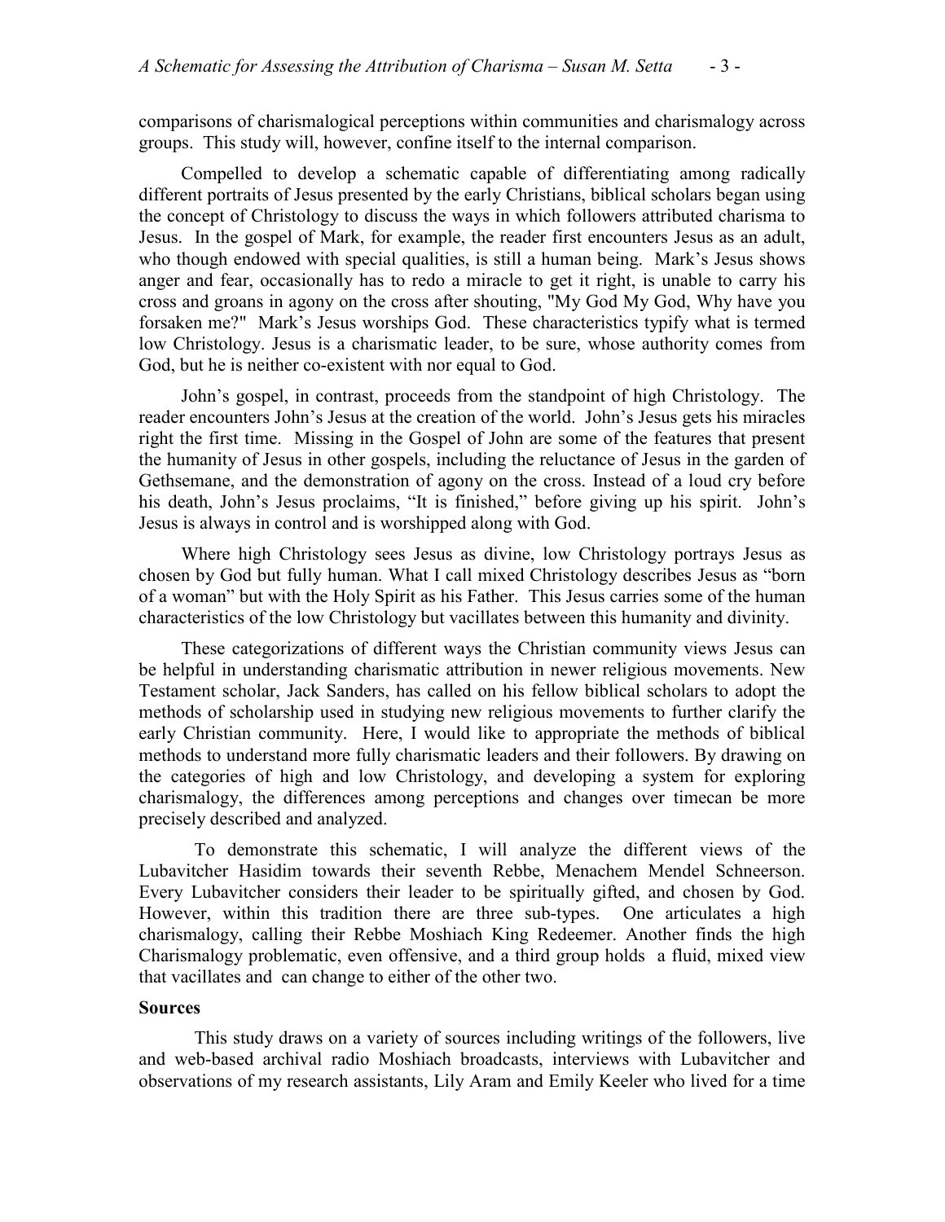comparisons of charismalogical perceptions within communities and charismalogy across groups. This study will, however, confine itself to the internal comparison.

Compelled to develop a schematic capable of differentiating among radically different portraits of Jesus presented by the early Christians, biblical scholars began using the concept of Christology to discuss the ways in which followers attributed charisma to Jesus. In the gospel of Mark, for example, the reader first encounters Jesus as an adult, who though endowed with special qualities, is still a human being. Mark's Jesus shows anger and fear, occasionally has to redo a miracle to get it right, is unable to carry his cross and groans in agony on the cross after shouting, "My God My God, Why have you forsaken me?" Mark's Jesus worships God. These characteristics typify what is termed low Christology. Jesus is a charismatic leader, to be sure, whose authority comes from God, but he is neither co-existent with nor equal to God.

John's gospel, in contrast, proceeds from the standpoint of high Christology. The reader encounters John's Jesus at the creation of the world. John's Jesus gets his miracles right the first time. Missing in the Gospel of John are some of the features that present the humanity of Jesus in other gospels, including the reluctance of Jesus in the garden of Gethsemane, and the demonstration of agony on the cross. Instead of a loud cry before his death, John's Jesus proclaims, "It is finished," before giving up his spirit. John's Jesus is always in control and is worshipped along with God.

Where high Christology sees Jesus as divine, low Christology portrays Jesus as chosen by God but fully human. What I call mixed Christology describes Jesus as "born of a woman" but with the Holy Spirit as his Father. This Jesus carries some of the human characteristics of the low Christology but vacillates between this humanity and divinity.

These categorizations of different ways the Christian community views Jesus can be helpful in understanding charismatic attribution in newer religious movements. New Testament scholar, Jack Sanders, has called on his fellow biblical scholars to adopt the methods of scholarship used in studying new religious movements to further clarify the early Christian community. Here, I would like to appropriate the methods of biblical methods to understand more fully charismatic leaders and their followers. By drawing on the categories of high and low Christology, and developing a system for exploring charismalogy, the differences among perceptions and changes over timecan be more precisely described and analyzed.

To demonstrate this schematic, I will analyze the different views of the Lubavitcher Hasidim towards their seventh Rebbe, Menachem Mendel Schneerson. Every Lubavitcher considers their leader to be spiritually gifted, and chosen by God. However, within this tradition there are three sub-types. One articulates a high charismalogy, calling their Rebbe Moshiach King Redeemer. Another finds the high Charismalogy problematic, even offensive, and a third group holds a fluid, mixed view that vacillates and can change to either of the other two.

**Sources**

This study draws on a variety of sources including writings of the followers, live and web-based archival radio Moshiach broadcasts, interviews with Lubavitcher and observations of my research assistants, Lily Aram and Emily Keeler who lived for a time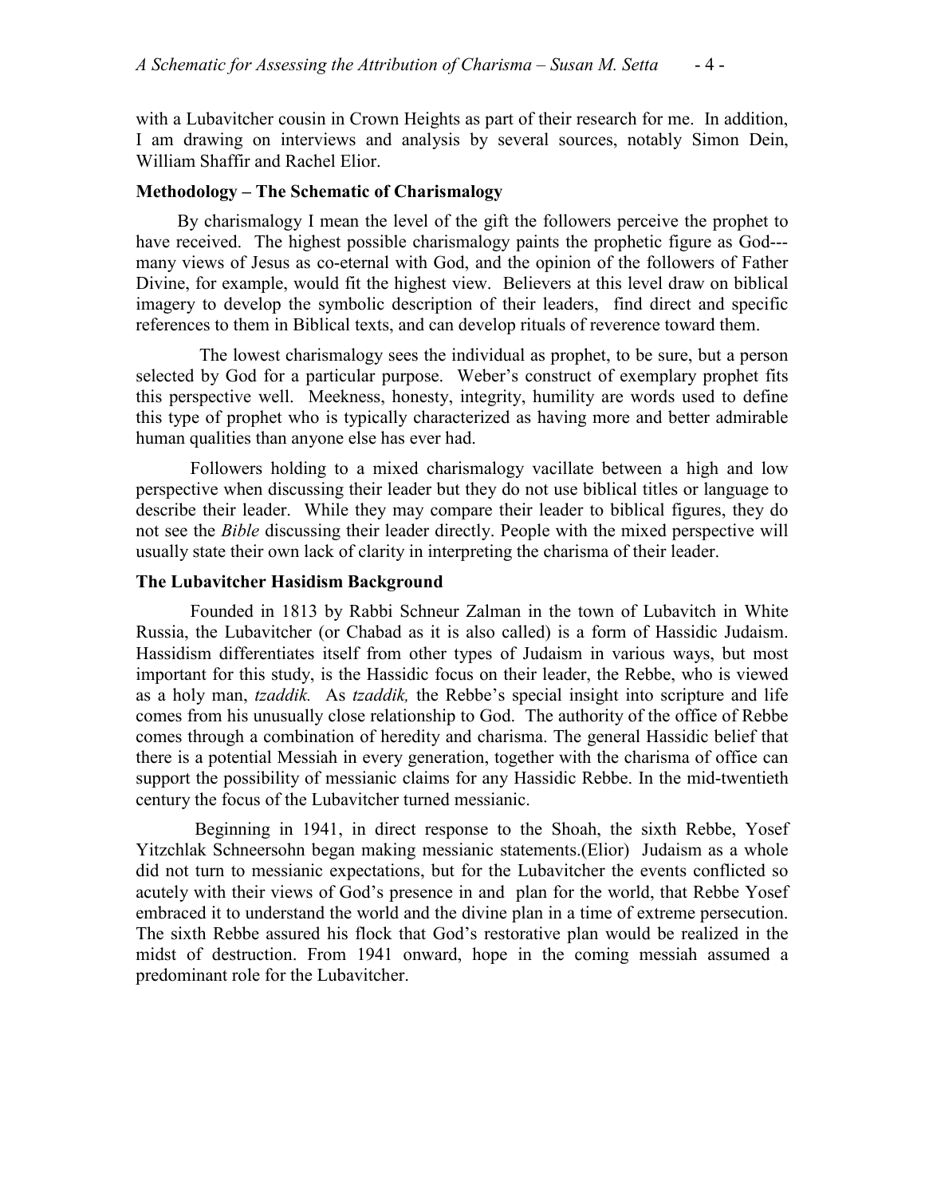with a Lubavitcher cousin in Crown Heights as part of their research for me. In addition, I am drawing on interviews and analysis by several sources, notably Simon Dein, William Shaffir and Rachel Elior.

**Methodology – The Schematic of Charismalogy**

By charismalogy I mean the level of the gift the followers perceive the prophet to have received. The highest possible charismalogy paints the prophetic figure as God---many views of Jesus as co-eternal with God, and the opinion of the followers of Father Divine, for example, would fit the highest view. Believers at this level draw on biblical imagery to develop the symbolic description of their leaders, find direct and specific references to them in Biblical texts, and can develop rituals of reverence toward them.

The lowest charismalogy sees the individual as prophet, to be sure, but a person selected by God for a particular purpose. Weber's construct of exemplary prophet fits this perspective well. Meekness, honesty, integrity, humility are words used to define this type of prophet who is typically characterized as having more and better admirable human qualities than anyone else has ever had.

Followers holding to a mixed charismalogy vacillate between a high and low perspective when discussing their leader but they do not use biblical titles or language to describe their leader. While they may compare their leader to biblical figures, they do not see the *Bible* discussing their leader directly. People with the mixed perspective will usually state their own lack of clarity in interpreting the charisma of their leader.

**The Lubavitcher Hasidism Background**

Founded in 1813 by Rabbi Schneur Zalman in the town of Lubavitch in White Russia, the Lubavitcher (or Chabad as it is also called) is a form of Hassidic Judaism. Hassidism differentiates itself from other types of Judaism in various ways, but most important for this study, is the Hassidic focus on their leader, the Rebbe, who is viewed as a holy man, *tzaddik.* As *tzaddik,* the Rebbe's special insight into scripture and life comes from his unusually close relationship to God. The authority of the office of Rebbe comes through a combination of heredity and charisma. The general Hassidic belief that there is a potential Messiah in every generation, together with the charisma of office can support the possibility of messianic claims for any Hassidic Rebbe. In the mid-twentieth century the focus of the Lubavitcher turned messianic.

Beginning in 1941, in direct response to the Shoah, the sixth Rebbe, Yosef Yitzchlak Schneersohn began making messianic statements.(Elior) Judaism as a whole did not turn to messianic expectations, but for the Lubavitcher the events conflicted so acutely with their views of God's presence in and plan for the world, that Rebbe Yosef embraced it to understand the world and the divine plan in a time of extreme persecution. The sixth Rebbe assured his flock that God's restorative plan would be realized in the midst of destruction. From 1941 onward, hope in the coming messiah assumed a predominant role for the Lubavitcher.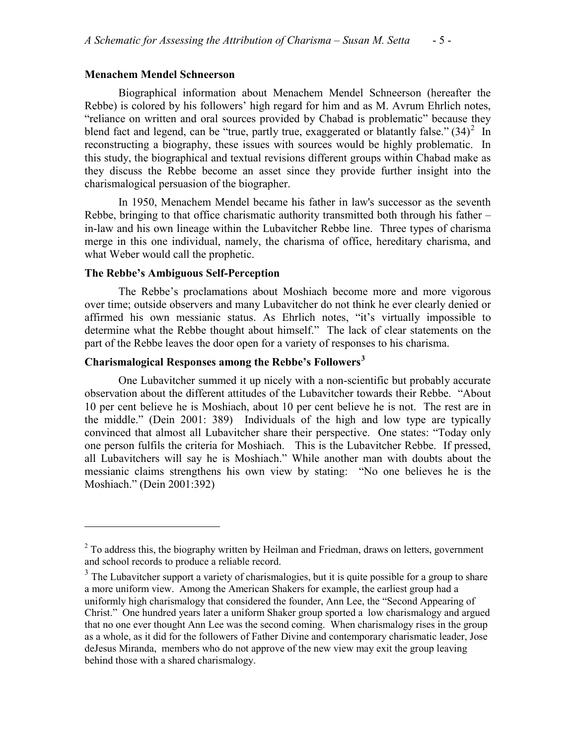### Menachem Mendel Schneerson

Biographical information about Menachem Mendel Schneerson (hereafter the Rebbe) is colored by his followers' high regard for him and as M. Avrum Ehrlich notes, "reliance on written and oral sources provided by Chabad is problematic" because they blend fact and legend, can be "true, partly true, exaggerated or blatantly false." (34)[2] In reconstructing a biography, these issues with sources would be highly problematic. In this study, the biographical and textual revisions different groups within Chabad make as they discuss the Rebbe become an asset since they provide further insight into the charismalogical persuasion of the biographer.

In 1950, Menachem Mendel became his father in law's successor as the seventh Rebbe, bringing to that office charismatic authority transmitted both through his father – in-law and his own lineage within the Lubavitcher Rebbe line. Three types of charisma merge in this one individual, namely, the charisma of office, hereditary charisma, and what Weber would call the prophetic.

### The Rebbe's Ambiguous Self-Perception

The Rebbe's proclamations about Moshiach become more and more vigorous over time; outside observers and many Lubavitcher do not think he ever clearly denied or affirmed his own messianic status. As Ehrlich notes, "it's virtually impossible to determine what the Rebbe thought about himself." The lack of clear statements on the part of the Rebbe leaves the door open for a variety of responses to his charisma.

### Charismalogical Responses among the Rebbe's Followers[3]

One Lubavitcher summed it up nicely with a non-scientific but probably accurate observation about the different attitudes of the Lubavitcher towards their Rebbe. "About 10 per cent believe he is Moshiach, about 10 per cent believe he is not. The rest are in the middle." (Dein 2001: 389) Individuals of the high and low type are typically convinced that almost all Lubavitcher share their perspective. One states: "Today only one person fulfils the criteria for Moshiach. This is the Lubavitcher Rebbe. If pressed, all Lubavitchers will say he is Moshiach." While another man with doubts about the messianic claims strengthens his own view by stating: "No one believes he is the Moshiach." (Dein 2001:392)

---

[2] To address this, the biography written by Heilman and Friedman, draws on letters, government and school records to produce a reliable record.

[3] The Lubavitcher support a variety of charismalogies, but it is quite possible for a group to share a more uniform view. Among the American Shakers for example, the earliest group had a uniformly high charismalogy that considered the founder, Ann Lee, the "Second Appearing of Christ." One hundred years later a uniform Shaker group sported a low charismalogy and argued that no one ever thought Ann Lee was the second coming. When charismalogy rises in the group as a whole, as it did for the followers of Father Divine and contemporary charismatic leader, Jose deJesus Miranda, members who do not approve of the new view may exit the group leaving behind those with a shared charismalogy.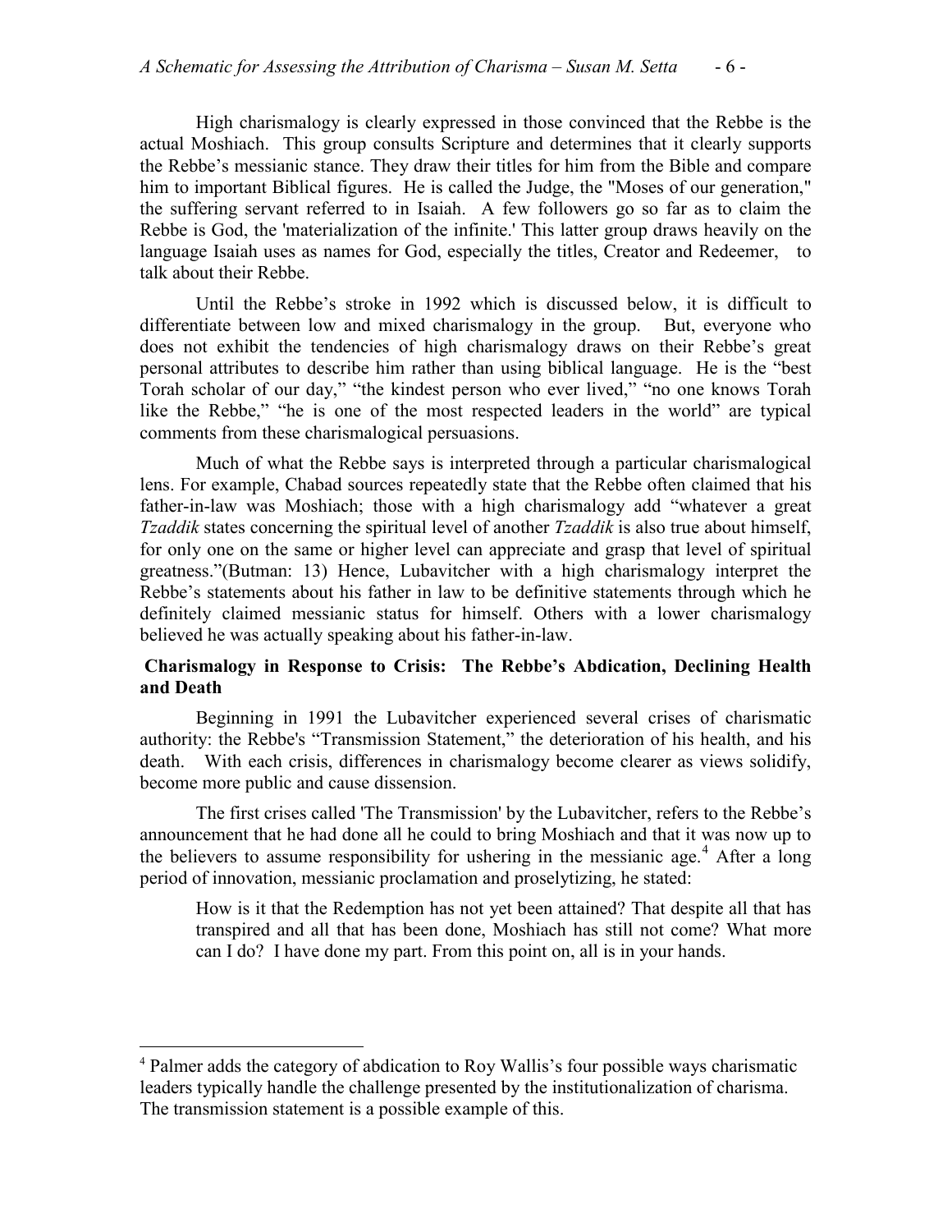High charismalogy is clearly expressed in those convinced that the Rebbe is the actual Moshiach. This group consults Scripture and determines that it clearly supports the Rebbe's messianic stance. They draw their titles for him from the Bible and compare him to important Biblical figures. He is called the Judge, the "Moses of our generation," the suffering servant referred to in Isaiah. A few followers go so far as to claim the Rebbe is God, the 'materialization of the infinite.' This latter group draws heavily on the language Isaiah uses as names for God, especially the titles, Creator and Redeemer, to talk about their Rebbe.

Until the Rebbe's stroke in 1992 which is discussed below, it is difficult to differentiate between low and mixed charismalogy in the group. But, everyone who does not exhibit the tendencies of high charismalogy draws on their Rebbe's great personal attributes to describe him rather than using biblical language. He is the "best Torah scholar of our day," "the kindest person who ever lived," "no one knows Torah like the Rebbe," "he is one of the most respected leaders in the world" are typical comments from these charismalogical persuasions.

Much of what the Rebbe says is interpreted through a particular charismalogical lens. For example, Chabad sources repeatedly state that the Rebbe often claimed that his father-in-law was Moshiach; those with a high charismalogy add "whatever a great *Tzaddik* states concerning the spiritual level of another *Tzaddik* is also true about himself, for only one on the same or higher level can appreciate and grasp that level of spiritual greatness."(Butman: 13) Hence, Lubavitcher with a high charismalogy interpret the Rebbe's statements about his father in law to be definitive statements through which he definitely claimed messianic status for himself. Others with a lower charismalogy believed he was actually speaking about his father-in-law.

## Charismalogy in Response to Crisis: The Rebbe's Abdication, Declining Health and Death

Beginning in 1991 the Lubavitcher experienced several crises of charismatic authority: the Rebbe's "Transmission Statement," the deterioration of his health, and his death. With each crisis, differences in charismalogy become clearer as views solidify, become more public and cause dissension.

The first crises called 'The Transmission' by the Lubavitcher, refers to the Rebbe's announcement that he had done all he could to bring Moshiach and that it was now up to the believers to assume responsibility for ushering in the messianic age.[4] After a long period of innovation, messianic proclamation and proselytizing, he stated:

> How is it that the Redemption has not yet been attained? That despite all that has transpired and all that has been done, Moshiach has still not come? What more can I do? I have done my part. From this point on, all is in your hands.

---

[4] Palmer adds the category of abdication to Roy Wallis's four possible ways charismatic leaders typically handle the challenge presented by the institutionalization of charisma. The transmission statement is a possible example of this.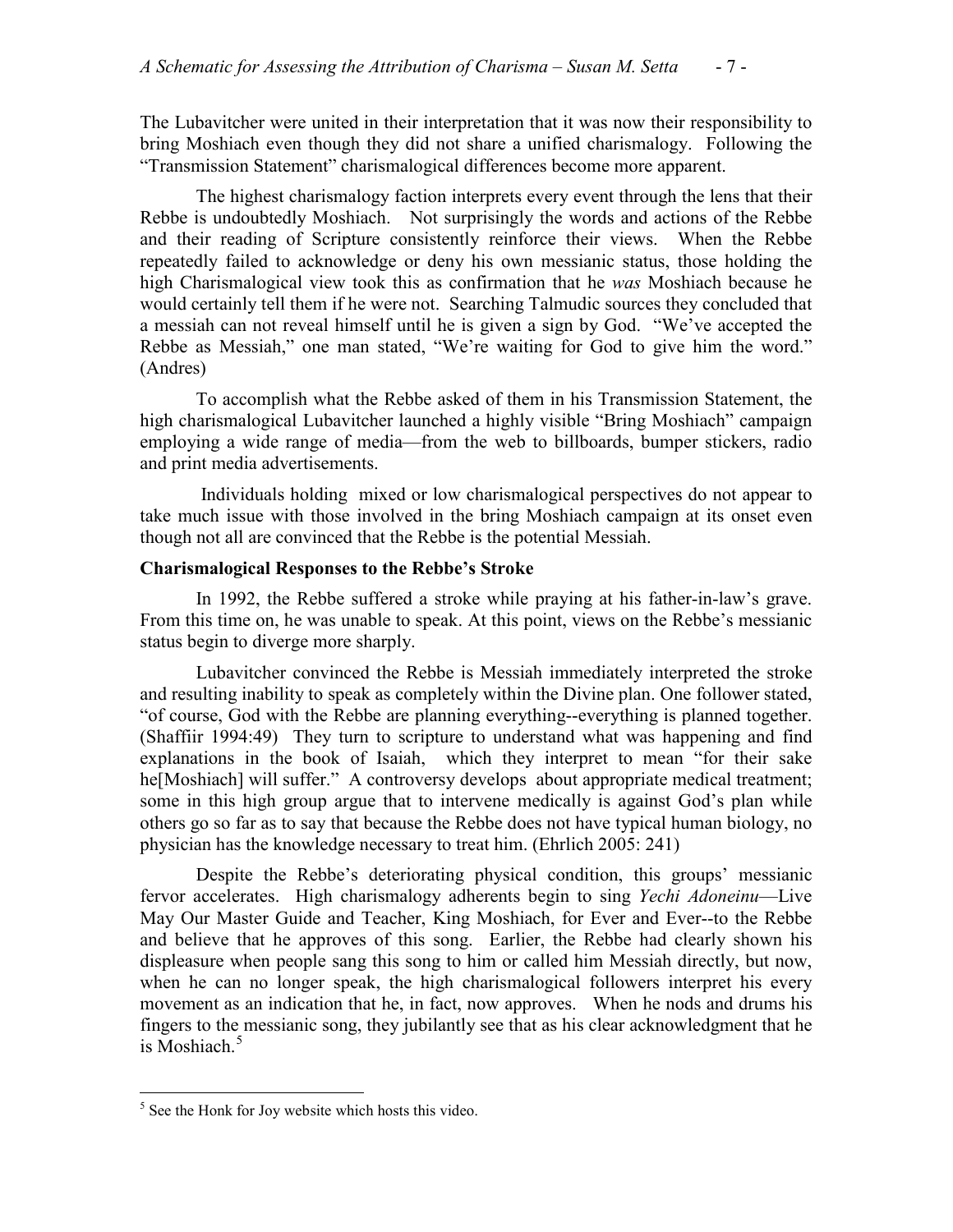The Lubavitcher were united in their interpretation that it was now their responsibility to bring Moshiach even though they did not share a unified charismalogy. Following the "Transmission Statement" charismalogical differences become more apparent.

The highest charismalogy faction interprets every event through the lens that their Rebbe is undoubtedly Moshiach. Not surprisingly the words and actions of the Rebbe and their reading of Scripture consistently reinforce their views. When the Rebbe repeatedly failed to acknowledge or deny his own messianic status, those holding the high Charismalogical view took this as confirmation that he *was* Moshiach because he would certainly tell them if he were not. Searching Talmudic sources they concluded that a messiah can not reveal himself until he is given a sign by God. "We've accepted the Rebbe as Messiah," one man stated, "We're waiting for God to give him the word." (Andres)

To accomplish what the Rebbe asked of them in his Transmission Statement, the high charismalogical Lubavitcher launched a highly visible "Bring Moshiach" campaign employing a wide range of media—from the web to billboards, bumper stickers, radio and print media advertisements.

Individuals holding mixed or low charismalogical perspectives do not appear to take much issue with those involved in the bring Moshiach campaign at its onset even though not all are convinced that the Rebbe is the potential Messiah.

**Charismalogical Responses to the Rebbe's Stroke**

In 1992, the Rebbe suffered a stroke while praying at his father-in-law's grave. From this time on, he was unable to speak. At this point, views on the Rebbe's messianic status begin to diverge more sharply.

Lubavitcher convinced the Rebbe is Messiah immediately interpreted the stroke and resulting inability to speak as completely within the Divine plan. One follower stated, "of course, God with the Rebbe are planning everything--everything is planned together. (Shaffiir 1994:49) They turn to scripture to understand what was happening and find explanations in the book of Isaiah, which they interpret to mean "for their sake he[Moshiach] will suffer." A controversy develops about appropriate medical treatment; some in this high group argue that to intervene medically is against God's plan while others go so far as to say that because the Rebbe does not have typical human biology, no physician has the knowledge necessary to treat him. (Ehrlich 2005: 241)

Despite the Rebbe's deteriorating physical condition, this groups' messianic fervor accelerates. High charismalogy adherents begin to sing *Yechi Adoneinu*—Live May Our Master Guide and Teacher, King Moshiach, for Ever and Ever--to the Rebbe and believe that he approves of this song. Earlier, the Rebbe had clearly shown his displeasure when people sang this song to him or called him Messiah directly, but now, when he can no longer speak, the high charismalogical followers interpret his every movement as an indication that he, in fact, now approves. When he nods and drums his fingers to the messianic song, they jubilantly see that as his clear acknowledgment that he is Moshiach.[5]

[5] See the Honk for Joy website which hosts this video.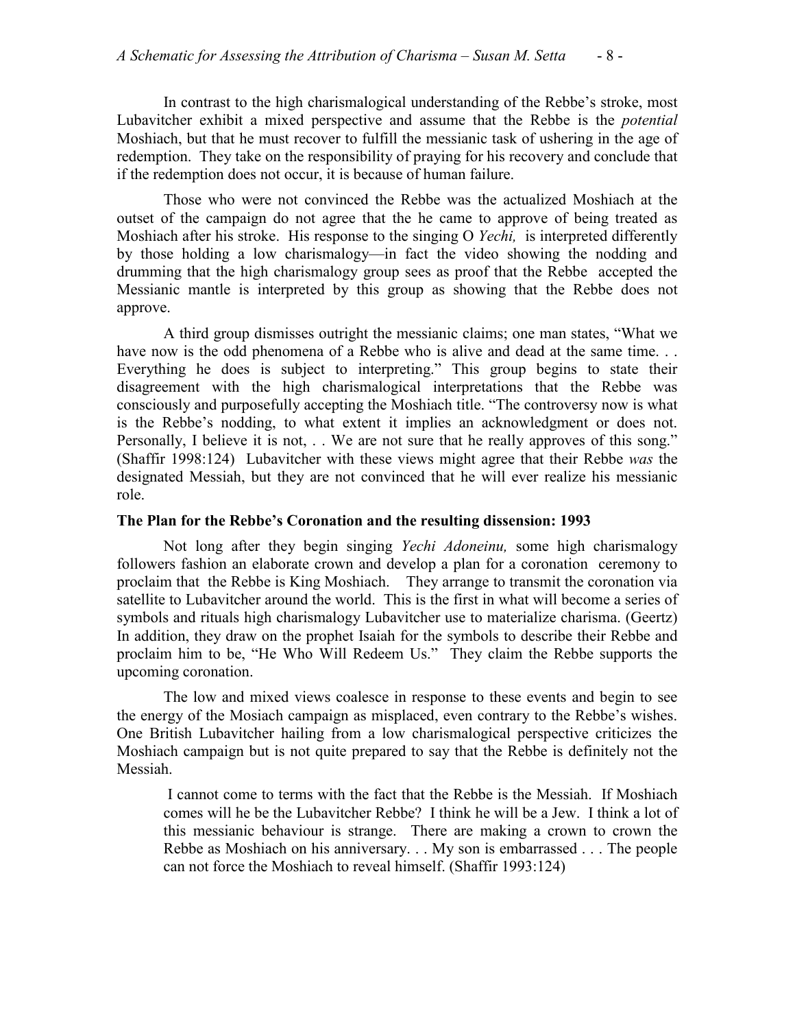In contrast to the high charismalogical understanding of the Rebbe's stroke, most Lubavitcher exhibit a mixed perspective and assume that the Rebbe is the *potential* Moshiach, but that he must recover to fulfill the messianic task of ushering in the age of redemption. They take on the responsibility of praying for his recovery and conclude that if the redemption does not occur, it is because of human failure.

Those who were not convinced the Rebbe was the actualized Moshiach at the outset of the campaign do not agree that the he came to approve of being treated as Moshiach after his stroke. His response to the singing O *Yechi,* is interpreted differently by those holding a low charismalogy—in fact the video showing the nodding and drumming that the high charismalogy group sees as proof that the Rebbe accepted the Messianic mantle is interpreted by this group as showing that the Rebbe does not approve.

A third group dismisses outright the messianic claims; one man states, "What we have now is the odd phenomena of a Rebbe who is alive and dead at the same time. . . Everything he does is subject to interpreting." This group begins to state their disagreement with the high charismalogical interpretations that the Rebbe was consciously and purposefully accepting the Moshiach title. "The controversy now is what is the Rebbe's nodding, to what extent it implies an acknowledgment or does not. Personally, I believe it is not, . . We are not sure that he really approves of this song." (Shaffir 1998:124) Lubavitcher with these views might agree that their Rebbe *was* the designated Messiah, but they are not convinced that he will ever realize his messianic role.

**The Plan for the Rebbe's Coronation and the resulting dissension: 1993**

Not long after they begin singing *Yechi Adoneinu,* some high charismalogy followers fashion an elaborate crown and develop a plan for a coronation ceremony to proclaim that the Rebbe is King Moshiach. They arrange to transmit the coronation via satellite to Lubavitcher around the world. This is the first in what will become a series of symbols and rituals high charismalogy Lubavitcher use to materialize charisma. (Geertz) In addition, they draw on the prophet Isaiah for the symbols to describe their Rebbe and proclaim him to be, "He Who Will Redeem Us." They claim the Rebbe supports the upcoming coronation.

The low and mixed views coalesce in response to these events and begin to see the energy of the Mosiach campaign as misplaced, even contrary to the Rebbe's wishes. One British Lubavitcher hailing from a low charismalogical perspective criticizes the Moshiach campaign but is not quite prepared to say that the Rebbe is definitely not the Messiah.

> I cannot come to terms with the fact that the Rebbe is the Messiah. If Moshiach comes will he be the Lubavitcher Rebbe? I think he will be a Jew. I think a lot of this messianic behaviour is strange. There are making a crown to crown the Rebbe as Moshiach on his anniversary. . . My son is embarrassed . . . The people can not force the Moshiach to reveal himself. (Shaffir 1993:124)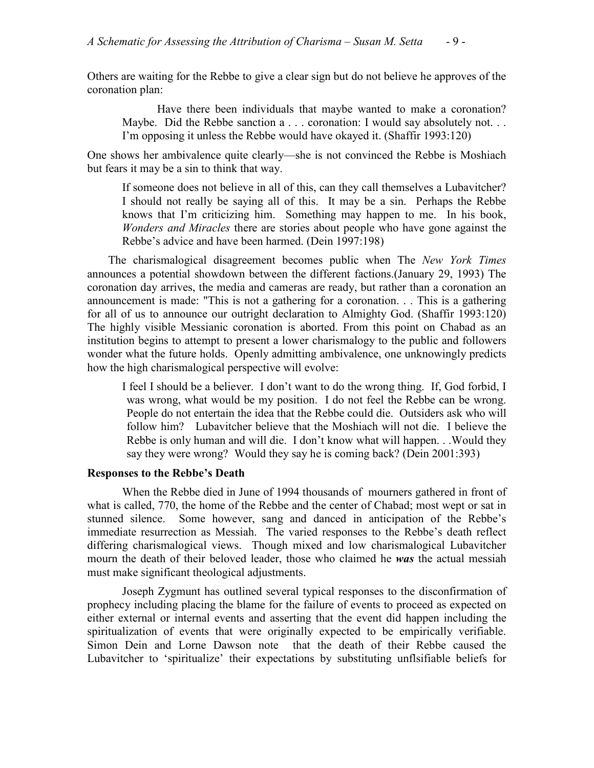Others are waiting for the Rebbe to give a clear sign but do not believe he approves of the coronation plan:

> Have there been individuals that maybe wanted to make a coronation? Maybe. Did the Rebbe sanction a . . . coronation: I would say absolutely not. . . I'm opposing it unless the Rebbe would have okayed it. (Shaffir 1993:120)

One shows her ambivalence quite clearly—she is not convinced the Rebbe is Moshiach but fears it may be a sin to think that way.

> If someone does not believe in all of this, can they call themselves a Lubavitcher? I should not really be saying all of this. It may be a sin. Perhaps the Rebbe knows that I'm criticizing him. Something may happen to me. In his book, *Wonders and Miracles* there are stories about people who have gone against the Rebbe's advice and have been harmed. (Dein 1997:198)

The charismalogical disagreement becomes public when The *New York Times* announces a potential showdown between the different factions.(January 29, 1993) The coronation day arrives, the media and cameras are ready, but rather than a coronation an announcement is made: "This is not a gathering for a coronation. . . This is a gathering for all of us to announce our outright declaration to Almighty God. (Shaffir 1993:120) The highly visible Messianic coronation is aborted. From this point on Chabad as an institution begins to attempt to present a lower charismalogy to the public and followers wonder what the future holds. Openly admitting ambivalence, one unknowingly predicts how the high charismalogical perspective will evolve:

> I feel I should be a believer. I don't want to do the wrong thing. If, God forbid, I was wrong, what would be my position. I do not feel the Rebbe can be wrong. People do not entertain the idea that the Rebbe could die. Outsiders ask who will follow him? Lubavitcher believe that the Moshiach will not die. I believe the Rebbe is only human and will die. I don't know what will happen. . .Would they say they were wrong? Would they say he is coming back? (Dein 2001:393)

**Responses to the Rebbe's Death**

When the Rebbe died in June of 1994 thousands of mourners gathered in front of what is called, 770, the home of the Rebbe and the center of Chabad; most wept or sat in stunned silence. Some however, sang and danced in anticipation of the Rebbe's immediate resurrection as Messiah. The varied responses to the Rebbe's death reflect differing charismalogical views. Though mixed and low charismalogical Lubavitcher mourn the death of their beloved leader, those who claimed he ***was*** the actual messiah must make significant theological adjustments.

Joseph Zygmunt has outlined several typical responses to the disconfirmation of prophecy including placing the blame for the failure of events to proceed as expected on either external or internal events and asserting that the event did happen including the spiritualization of events that were originally expected to be empirically verifiable. Simon Dein and Lorne Dawson note that the death of their Rebbe caused the Lubavitcher to 'spiritualize' their expectations by substituting unflsifiable beliefs for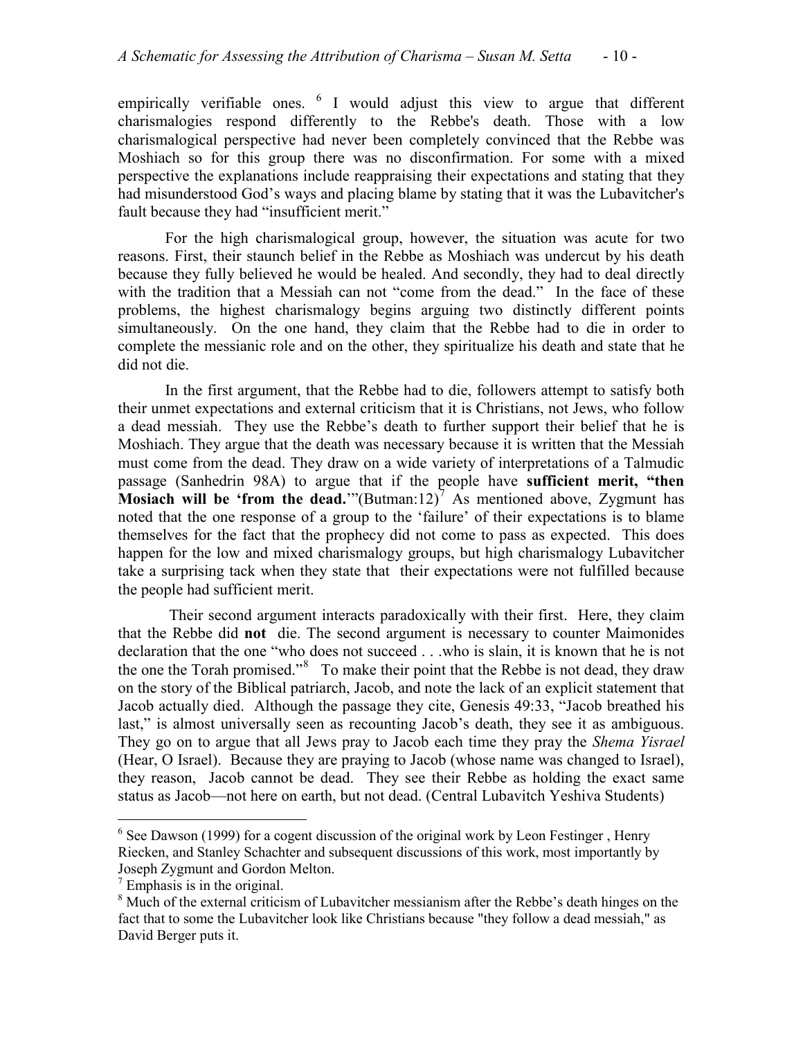empirically verifiable ones. [6] I would adjust this view to argue that different charismalogies respond differently to the Rebbe's death. Those with a low charismalogical perspective had never been completely convinced that the Rebbe was Moshiach so for this group there was no disconfirmation. For some with a mixed perspective the explanations include reappraising their expectations and stating that they had misunderstood God's ways and placing blame by stating that it was the Lubavitcher's fault because they had "insufficient merit."

For the high charismalogical group, however, the situation was acute for two reasons. First, their staunch belief in the Rebbe as Moshiach was undercut by his death because they fully believed he would be healed. And secondly, they had to deal directly with the tradition that a Messiah can not "come from the dead." In the face of these problems, the highest charismalogy begins arguing two distinctly different points simultaneously. On the one hand, they claim that the Rebbe had to die in order to complete the messianic role and on the other, they spiritualize his death and state that he did not die.

In the first argument, that the Rebbe had to die, followers attempt to satisfy both their unmet expectations and external criticism that it is Christians, not Jews, who follow a dead messiah. They use the Rebbe's death to further support their belief that he is Moshiach. They argue that the death was necessary because it is written that the Messiah must come from the dead. They draw on a wide variety of interpretations of a Talmudic passage (Sanhedrin 98A) to argue that if the people have **sufficient merit, "then Mosiach will be 'from the dead.'"**(Butman:12)[7] As mentioned above, Zygmunt has noted that the one response of a group to the 'failure' of their expectations is to blame themselves for the fact that the prophecy did not come to pass as expected. This does happen for the low and mixed charismalogy groups, but high charismalogy Lubavitcher take a surprising tack when they state that their expectations were not fulfilled because the people had sufficient merit.

Their second argument interacts paradoxically with their first. Here, they claim that the Rebbe did **not** die. The second argument is necessary to counter Maimonides declaration that the one "who does not succeed . . .who is slain, it is known that he is not the one the Torah promised."[8] To make their point that the Rebbe is not dead, they draw on the story of the Biblical patriarch, Jacob, and note the lack of an explicit statement that Jacob actually died. Although the passage they cite, Genesis 49:33, "Jacob breathed his last," is almost universally seen as recounting Jacob's death, they see it as ambiguous. They go on to argue that all Jews pray to Jacob each time they pray the *Shema Yisrael* (Hear, O Israel). Because they are praying to Jacob (whose name was changed to Israel), they reason, Jacob cannot be dead. They see their Rebbe as holding the exact same status as Jacob—not here on earth, but not dead. (Central Lubavitch Yeshiva Students)

---

[6] See Dawson (1999) for a cogent discussion of the original work by Leon Festinger , Henry Riecken, and Stanley Schachter and subsequent discussions of this work, most importantly by Joseph Zygmunt and Gordon Melton.

[7] Emphasis is in the original.

[8] Much of the external criticism of Lubavitcher messianism after the Rebbe's death hinges on the fact that to some the Lubavitcher look like Christians because "they follow a dead messiah," as David Berger puts it.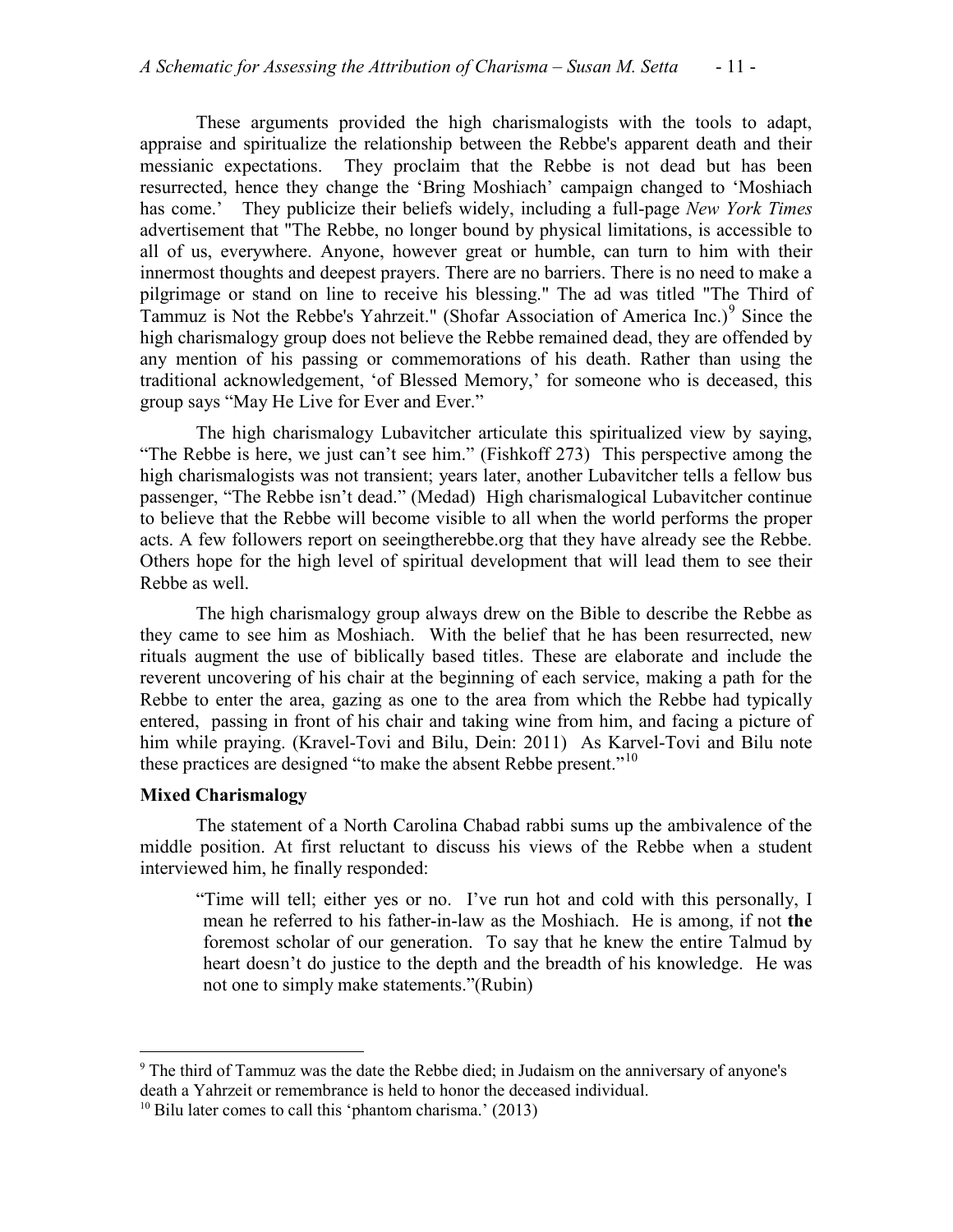These arguments provided the high charismalogists with the tools to adapt, appraise and spiritualize the relationship between the Rebbe's apparent death and their messianic expectations. They proclaim that the Rebbe is not dead but has been resurrected, hence they change the 'Bring Moshiach' campaign changed to 'Moshiach has come.' They publicize their beliefs widely, including a full-page *New York Times* advertisement that "The Rebbe, no longer bound by physical limitations, is accessible to all of us, everywhere. Anyone, however great or humble, can turn to him with their innermost thoughts and deepest prayers. There are no barriers. There is no need to make a pilgrimage or stand on line to receive his blessing." The ad was titled "The Third of Tammuz is Not the Rebbe's Yahrzeit." (Shofar Association of America Inc.)[9] Since the high charismalogy group does not believe the Rebbe remained dead, they are offended by any mention of his passing or commemorations of his death. Rather than using the traditional acknowledgement, 'of Blessed Memory,' for someone who is deceased, this group says "May He Live for Ever and Ever."

The high charismalogy Lubavitcher articulate this spiritualized view by saying, "The Rebbe is here, we just can't see him." (Fishkoff 273) This perspective among the high charismalogists was not transient; years later, another Lubavitcher tells a fellow bus passenger, "The Rebbe isn't dead." (Medad) High charismalogical Lubavitcher continue to believe that the Rebbe will become visible to all when the world performs the proper acts. A few followers report on seeingtherebbe.org that they have already see the Rebbe. Others hope for the high level of spiritual development that will lead them to see their Rebbe as well.

The high charismalogy group always drew on the Bible to describe the Rebbe as they came to see him as Moshiach. With the belief that he has been resurrected, new rituals augment the use of biblically based titles. These are elaborate and include the reverent uncovering of his chair at the beginning of each service, making a path for the Rebbe to enter the area, gazing as one to the area from which the Rebbe had typically entered, passing in front of his chair and taking wine from him, and facing a picture of him while praying. (Kravel-Tovi and Bilu, Dein: 2011) As Karvel-Tovi and Bilu note these practices are designed "to make the absent Rebbe present."[10]

**Mixed Charismalogy**

The statement of a North Carolina Chabad rabbi sums up the ambivalence of the middle position. At first reluctant to discuss his views of the Rebbe when a student interviewed him, he finally responded:

> "Time will tell; either yes or no. I've run hot and cold with this personally, I mean he referred to his father-in-law as the Moshiach. He is among, if not **the** foremost scholar of our generation. To say that he knew the entire Talmud by heart doesn't do justice to the depth and the breadth of his knowledge. He was not one to simply make statements."(Rubin)

---

[9] The third of Tammuz was the date the Rebbe died; in Judaism on the anniversary of anyone's death a Yahrzeit or remembrance is held to honor the deceased individual.

[10] Bilu later comes to call this 'phantom charisma.' (2013)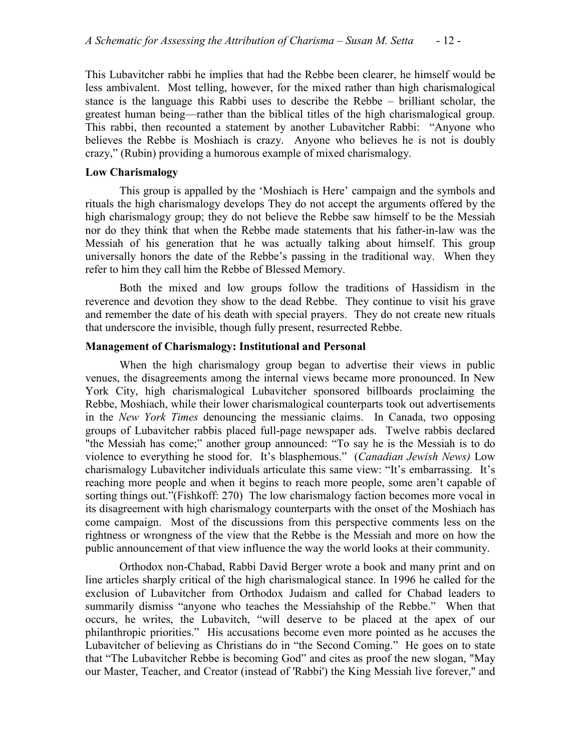This Lubavitcher rabbi he implies that had the Rebbe been clearer, he himself would be less ambivalent. Most telling, however, for the mixed rather than high charismalogical stance is the language this Rabbi uses to describe the Rebbe – brilliant scholar, the greatest human being—rather than the biblical titles of the high charismalogical group. This rabbi, then recounted a statement by another Lubavitcher Rabbi: "Anyone who believes the Rebbe is Moshiach is crazy. Anyone who believes he is not is doubly crazy," (Rubin) providing a humorous example of mixed charismalogy.

**Low Charismalogy**

This group is appalled by the 'Moshiach is Here' campaign and the symbols and rituals the high charismalogy develops They do not accept the arguments offered by the high charismalogy group; they do not believe the Rebbe saw himself to be the Messiah nor do they think that when the Rebbe made statements that his father-in-law was the Messiah of his generation that he was actually talking about himself. This group universally honors the date of the Rebbe's passing in the traditional way. When they refer to him they call him the Rebbe of Blessed Memory.

Both the mixed and low groups follow the traditions of Hassidism in the reverence and devotion they show to the dead Rebbe. They continue to visit his grave and remember the date of his death with special prayers. They do not create new rituals that underscore the invisible, though fully present, resurrected Rebbe.

**Management of Charismalogy: Institutional and Personal**

When the high charismalogy group began to advertise their views in public venues, the disagreements among the internal views became more pronounced. In New York City, high charismalogical Lubavitcher sponsored billboards proclaiming the Rebbe, Moshiach, while their lower charismalogical counterparts took out advertisements in the *New York Times* denouncing the messianic claims. In Canada, two opposing groups of Lubavitcher rabbis placed full-page newspaper ads. Twelve rabbis declared "the Messiah has come;" another group announced: "To say he is the Messiah is to do violence to everything he stood for. It's blasphemous." (*Canadian Jewish News)* Low charismalogy Lubavitcher individuals articulate this same view: "It's embarrassing. It's reaching more people and when it begins to reach more people, some aren't capable of sorting things out."(Fishkoff: 270) The low charismalogy faction becomes more vocal in its disagreement with high charismalogy counterparts with the onset of the Moshiach has come campaign. Most of the discussions from this perspective comments less on the rightness or wrongness of the view that the Rebbe is the Messiah and more on how the public announcement of that view influence the way the world looks at their community.

Orthodox non-Chabad, Rabbi David Berger wrote a book and many print and on line articles sharply critical of the high charismalogical stance. In 1996 he called for the exclusion of Lubavitcher from Orthodox Judaism and called for Chabad leaders to summarily dismiss "anyone who teaches the Messiahship of the Rebbe." When that occurs, he writes, the Lubavitch, "will deserve to be placed at the apex of our philanthropic priorities." His accusations become even more pointed as he accuses the Lubavitcher of believing as Christians do in "the Second Coming." He goes on to state that "The Lubavitcher Rebbe is becoming God" and cites as proof the new slogan, "May our Master, Teacher, and Creator (instead of 'Rabbi') the King Messiah live forever," and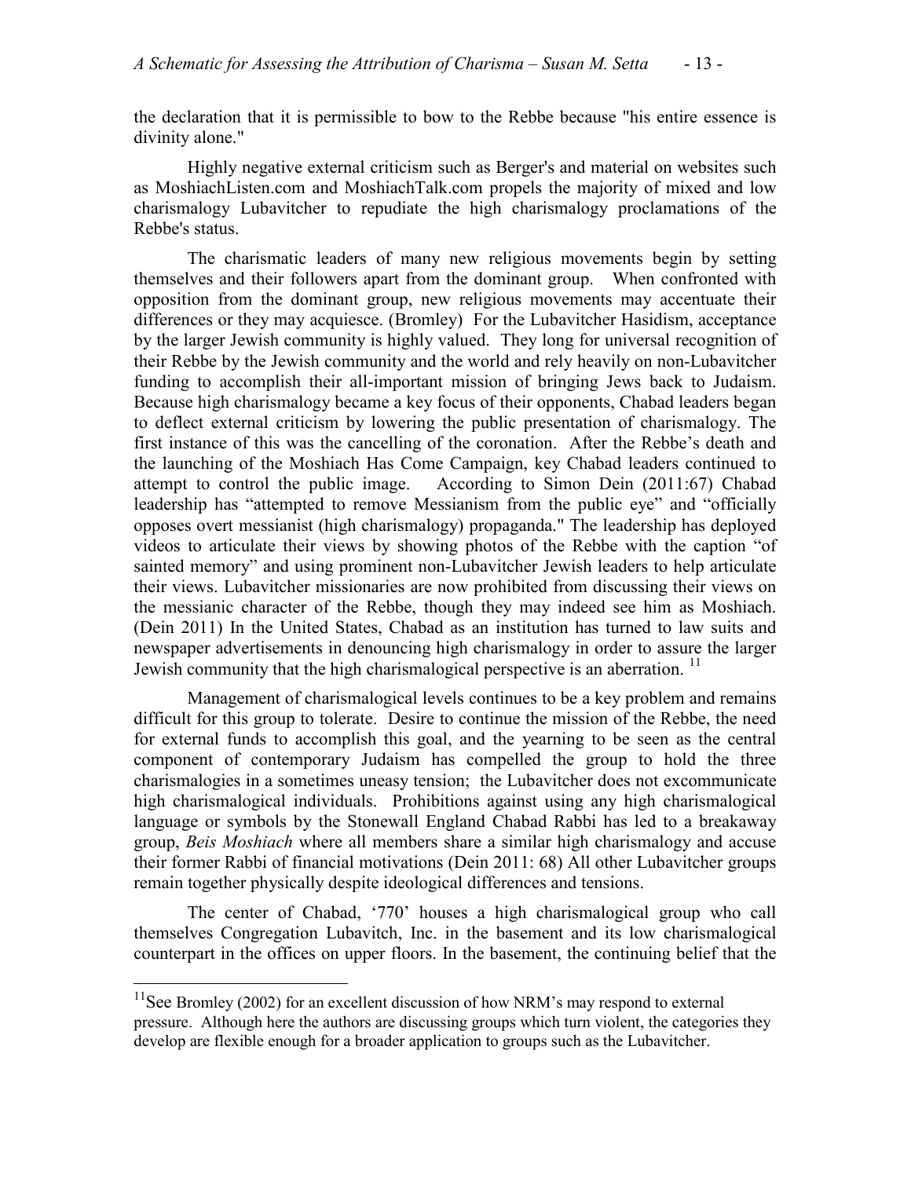the declaration that it is permissible to bow to the Rebbe because "his entire essence is divinity alone."

Highly negative external criticism such as Berger's and material on websites such as MoshiachListen.com and MoshiachTalk.com propels the majority of mixed and low charismalogy Lubavitcher to repudiate the high charismalogy proclamations of the Rebbe's status.

The charismatic leaders of many new religious movements begin by setting themselves and their followers apart from the dominant group. When confronted with opposition from the dominant group, new religious movements may accentuate their differences or they may acquiesce. (Bromley) For the Lubavitcher Hasidism, acceptance by the larger Jewish community is highly valued. They long for universal recognition of their Rebbe by the Jewish community and the world and rely heavily on non-Lubavitcher funding to accomplish their all-important mission of bringing Jews back to Judaism. Because high charismalogy became a key focus of their opponents, Chabad leaders began to deflect external criticism by lowering the public presentation of charismalogy. The first instance of this was the cancelling of the coronation. After the Rebbe's death and the launching of the Moshiach Has Come Campaign, key Chabad leaders continued to attempt to control the public image. According to Simon Dein (2011:67) Chabad leadership has "attempted to remove Messianism from the public eye" and "officially opposes overt messianist (high charismalogy) propaganda." The leadership has deployed videos to articulate their views by showing photos of the Rebbe with the caption "of sainted memory" and using prominent non-Lubavitcher Jewish leaders to help articulate their views. Lubavitcher missionaries are now prohibited from discussing their views on the messianic character of the Rebbe, though they may indeed see him as Moshiach. (Dein 2011) In the United States, Chabad as an institution has turned to law suits and newspaper advertisements in denouncing high charismalogy in order to assure the larger Jewish community that the high charismalogical perspective is an aberration. [11]

Management of charismalogical levels continues to be a key problem and remains difficult for this group to tolerate. Desire to continue the mission of the Rebbe, the need for external funds to accomplish this goal, and the yearning to be seen as the central component of contemporary Judaism has compelled the group to hold the three charismalogies in a sometimes uneasy tension; the Lubavitcher does not excommunicate high charismalogical individuals. Prohibitions against using any high charismalogical language or symbols by the Stonewall England Chabad Rabbi has led to a breakaway group, *Beis Moshiach* where all members share a similar high charismalogy and accuse their former Rabbi of financial motivations (Dein 2011: 68) All other Lubavitcher groups remain together physically despite ideological differences and tensions.

The center of Chabad, '770' houses a high charismalogical group who call themselves Congregation Lubavitch, Inc. in the basement and its low charismalogical counterpart in the offices on upper floors. In the basement, the continuing belief that the

---

[11] See Bromley (2002) for an excellent discussion of how NRM's may respond to external pressure. Although here the authors are discussing groups which turn violent, the categories they develop are flexible enough for a broader application to groups such as the Lubavitcher.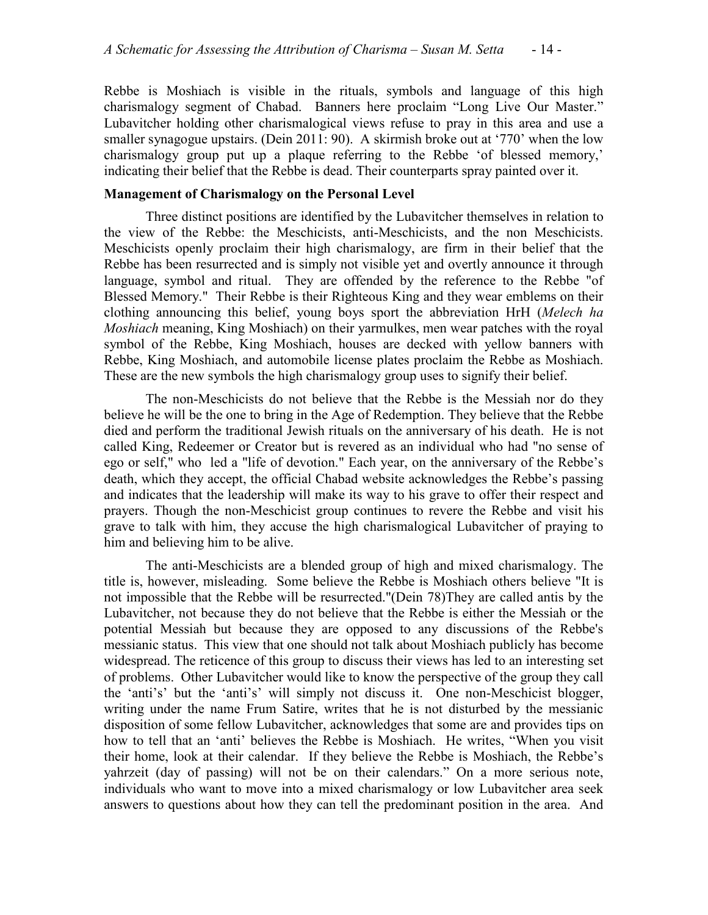Rebbe is Moshiach is visible in the rituals, symbols and language of this high charismalogy segment of Chabad. Banners here proclaim "Long Live Our Master." Lubavitcher holding other charismalogical views refuse to pray in this area and use a smaller synagogue upstairs. (Dein 2011: 90). A skirmish broke out at '770' when the low charismalogy group put up a plaque referring to the Rebbe 'of blessed memory,' indicating their belief that the Rebbe is dead. Their counterparts spray painted over it.

**Management of Charismalogy on the Personal Level**

Three distinct positions are identified by the Lubavitcher themselves in relation to the view of the Rebbe: the Meschicists, anti-Meschicists, and the non Meschicists. Meschicists openly proclaim their high charismalogy, are firm in their belief that the Rebbe has been resurrected and is simply not visible yet and overtly announce it through language, symbol and ritual. They are offended by the reference to the Rebbe "of Blessed Memory." Their Rebbe is their Righteous King and they wear emblems on their clothing announcing this belief, young boys sport the abbreviation HrH (*Melech ha Moshiach* meaning, King Moshiach) on their yarmulkes, men wear patches with the royal symbol of the Rebbe, King Moshiach, houses are decked with yellow banners with Rebbe, King Moshiach, and automobile license plates proclaim the Rebbe as Moshiach. These are the new symbols the high charismalogy group uses to signify their belief.

The non-Meschicists do not believe that the Rebbe is the Messiah nor do they believe he will be the one to bring in the Age of Redemption. They believe that the Rebbe died and perform the traditional Jewish rituals on the anniversary of his death. He is not called King, Redeemer or Creator but is revered as an individual who had "no sense of ego or self," who led a "life of devotion." Each year, on the anniversary of the Rebbe's death, which they accept, the official Chabad website acknowledges the Rebbe's passing and indicates that the leadership will make its way to his grave to offer their respect and prayers. Though the non-Meschicist group continues to revere the Rebbe and visit his grave to talk with him, they accuse the high charismalogical Lubavitcher of praying to him and believing him to be alive.

The anti-Meschicists are a blended group of high and mixed charismalogy. The title is, however, misleading. Some believe the Rebbe is Moshiach others believe "It is not impossible that the Rebbe will be resurrected."(Dein 78)They are called antis by the Lubavitcher, not because they do not believe that the Rebbe is either the Messiah or the potential Messiah but because they are opposed to any discussions of the Rebbe's messianic status. This view that one should not talk about Moshiach publicly has become widespread. The reticence of this group to discuss their views has led to an interesting set of problems. Other Lubavitcher would like to know the perspective of the group they call the 'anti's' but the 'anti's' will simply not discuss it. One non-Meschicist blogger, writing under the name Frum Satire, writes that he is not disturbed by the messianic disposition of some fellow Lubavitcher, acknowledges that some are and provides tips on how to tell that an 'anti' believes the Rebbe is Moshiach. He writes, "When you visit their home, look at their calendar. If they believe the Rebbe is Moshiach, the Rebbe's yahrzeit (day of passing) will not be on their calendars." On a more serious note, individuals who want to move into a mixed charismalogy or low Lubavitcher area seek answers to questions about how they can tell the predominant position in the area. And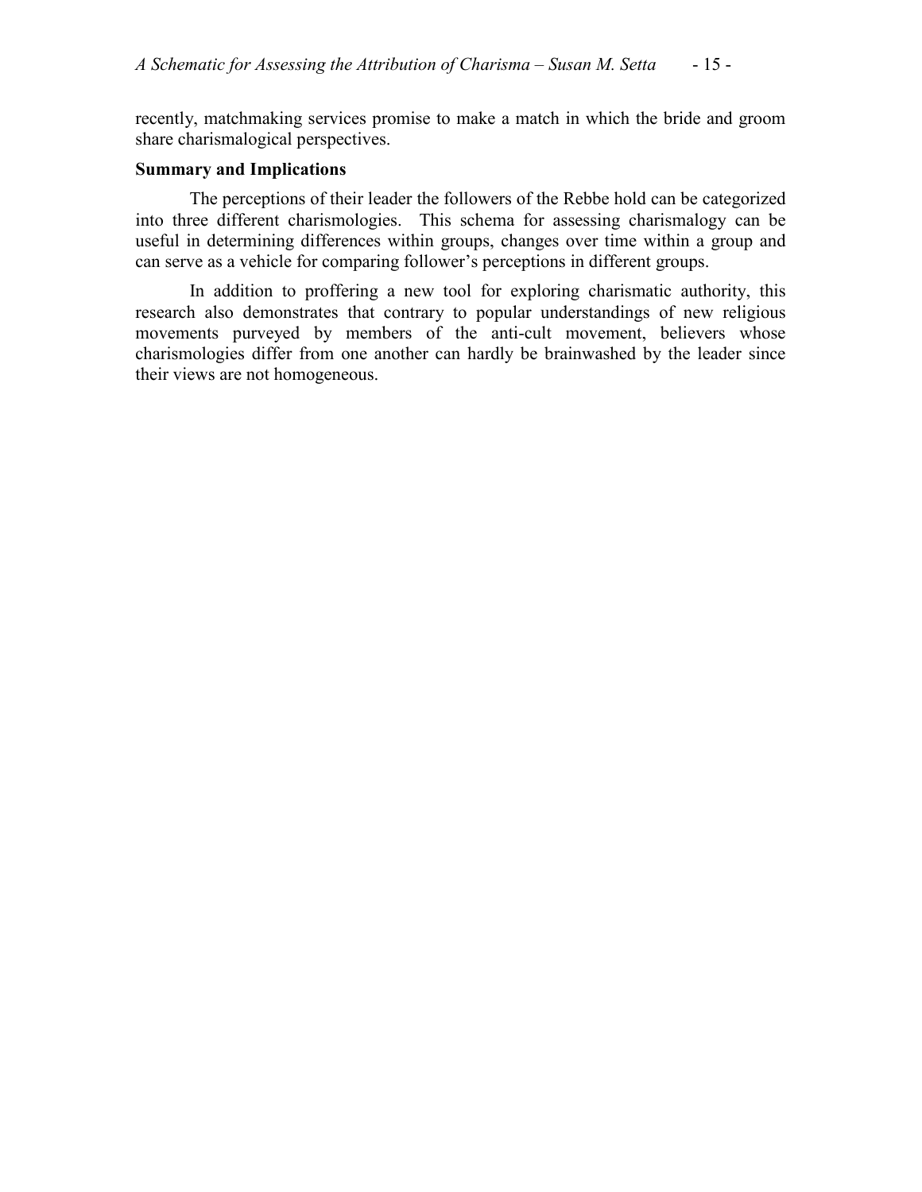recently, matchmaking services promise to make a match in which the bride and groom share charismalogical perspectives.

**Summary and Implications**

The perceptions of their leader the followers of the Rebbe hold can be categorized into three different charismologies. This schema for assessing charismalogy can be useful in determining differences within groups, changes over time within a group and can serve as a vehicle for comparing follower's perceptions in different groups.

In addition to proffering a new tool for exploring charismatic authority, this research also demonstrates that contrary to popular understandings of new religious movements purveyed by members of the anti-cult movement, believers whose charismologies differ from one another can hardly be brainwashed by the leader since their views are not homogeneous.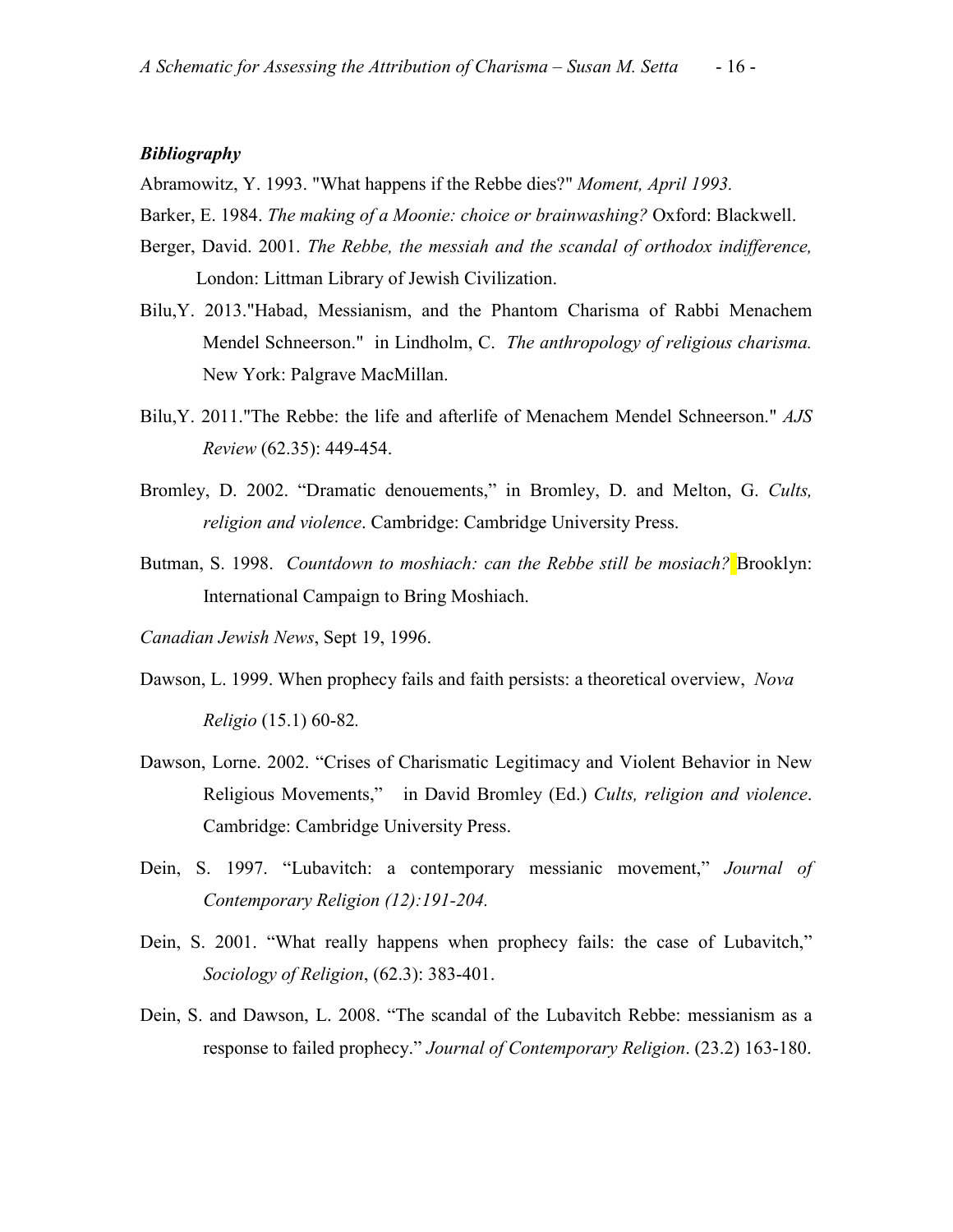***Bibliography***

Abramowitz, Y. 1993. "What happens if the Rebbe dies?" *Moment, April 1993.*

Barker, E. 1984. *The making of a Moonie: choice or brainwashing?* Oxford: Blackwell.

Berger, David. 2001. *The Rebbe, the messiah and the scandal of orthodox indifference,* London: Littman Library of Jewish Civilization.

Bilu,Y. 2013."Habad, Messianism, and the Phantom Charisma of Rabbi Menachem Mendel Schneerson." in Lindholm, C. *The anthropology of religious charisma.* New York: Palgrave MacMillan.

Bilu,Y. 2011."The Rebbe: the life and afterlife of Menachem Mendel Schneerson." *AJS Review* (62.35): 449-454.

Bromley, D. 2002. "Dramatic denouements," in Bromley, D. and Melton, G. *Cults, religion and violence*. Cambridge: Cambridge University Press.

Butman, S. 1998. *Countdown to moshiach: can the Rebbe still be mosiach?* Brooklyn: International Campaign to Bring Moshiach.

*Canadian Jewish News*, Sept 19, 1996.

Dawson, L. 1999. When prophecy fails and faith persists: a theoretical overview, *Nova Religio* (15.1) 60-82.

Dawson, Lorne. 2002. "Crises of Charismatic Legitimacy and Violent Behavior in New Religious Movements," in David Bromley (Ed.) *Cults, religion and violence*. Cambridge: Cambridge University Press.

Dein, S. 1997. "Lubavitch: a contemporary messianic movement," *Journal of Contemporary Religion (12):191-204.*

Dein, S. 2001. "What really happens when prophecy fails: the case of Lubavitch," *Sociology of Religion*, (62.3): 383-401.

Dein, S. and Dawson, L. 2008. "The scandal of the Lubavitch Rebbe: messianism as a response to failed prophecy." *Journal of Contemporary Religion*. (23.2) 163-180.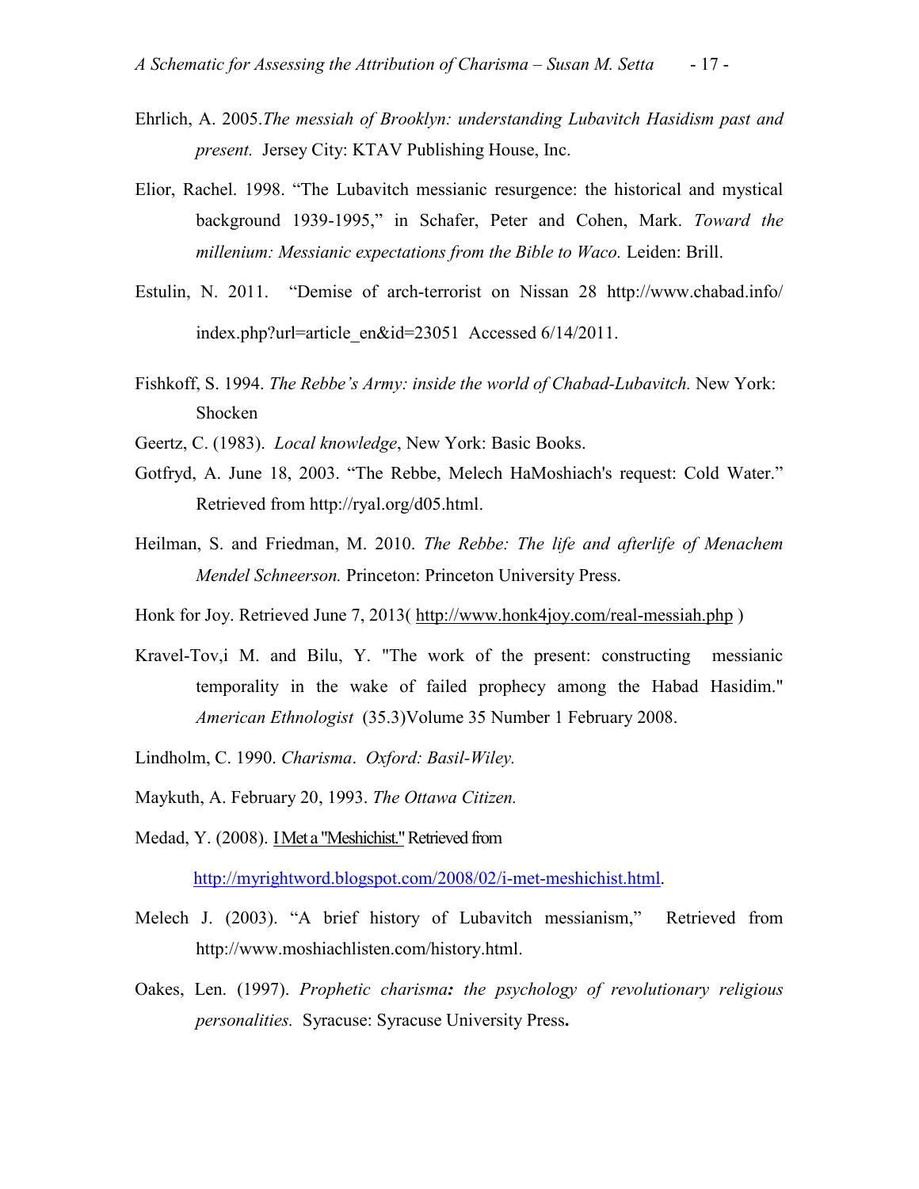Ehrlich, A. 2005.*The messiah of Brooklyn: understanding Lubavitch Hasidism past and present.* Jersey City: KTAV Publishing House, Inc.

Elior, Rachel. 1998. "The Lubavitch messianic resurgence: the historical and mystical background 1939-1995," in Schafer, Peter and Cohen, Mark. *Toward the millenium: Messianic expectations from the Bible to Waco.* Leiden: Brill.

Estulin, N. 2011. "Demise of arch-terrorist on Nissan 28 http://www.chabad.info/index.php?url=article_en&id=23051 Accessed 6/14/2011.

Fishkoff, S. 1994. *The Rebbe's Army: inside the world of Chabad-Lubavitch.* New York: Shocken

Geertz, C. (1983). *Local knowledge*, New York: Basic Books.

Gotfryd, A. June 18, 2003. "The Rebbe, Melech HaMoshiach's request: Cold Water." Retrieved from http://ryal.org/d05.html.

Heilman, S. and Friedman, M. 2010. *The Rebbe: The life and afterlife of Menachem Mendel Schneerson.* Princeton: Princeton University Press.

Honk for Joy. Retrieved June 7, 2013( http://www.honk4joy.com/real-messiah.php )

Kravel-Tov,i M. and Bilu, Y. "The work of the present: constructing messianic temporality in the wake of failed prophecy among the Habad Hasidim." *American Ethnologist* (35.3)Volume 35 Number 1 February 2008.

Lindholm, C. 1990. *Charisma*. *Oxford: Basil-Wiley.*

Maykuth, A. February 20, 1993. *The Ottawa Citizen.*

Medad, Y. (2008). I Met a "Meshichist." Retrieved from http://myrightword.blogspot.com/2008/02/i-met-meshichist.html.

Melech J. (2003). "A brief history of Lubavitch messianism," Retrieved from http://www.moshiachlisten.com/history.html.

Oakes, Len. (1997). *Prophetic charisma: the psychology of revolutionary religious personalities.* Syracuse: Syracuse University Press.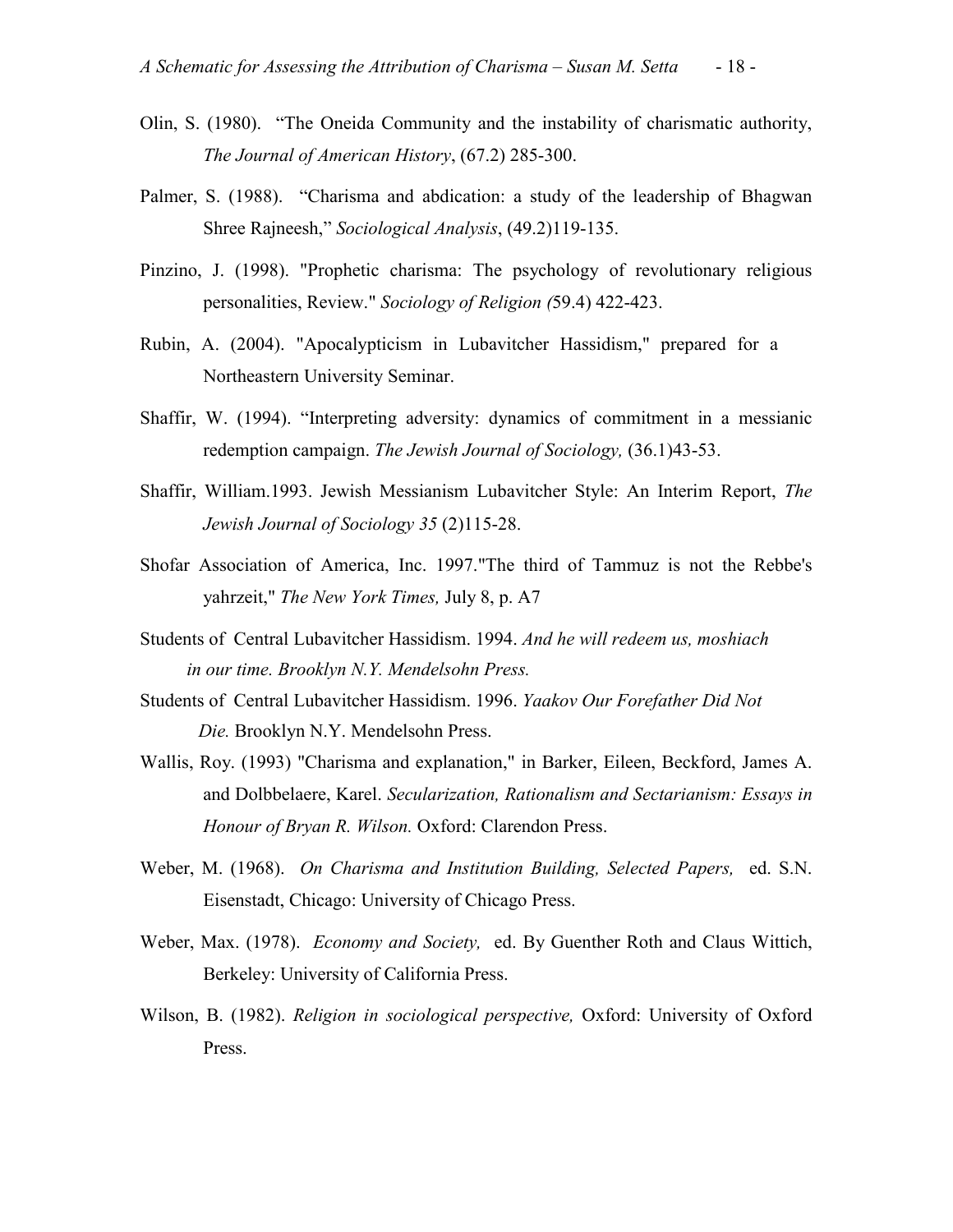Olin, S. (1980). "The Oneida Community and the instability of charismatic authority, *The Journal of American History*, (67.2) 285-300.

Palmer, S. (1988). "Charisma and abdication: a study of the leadership of Bhagwan Shree Rajneesh," *Sociological Analysis*, (49.2)119-135.

Pinzino, J. (1998). "Prophetic charisma: The psychology of revolutionary religious personalities, Review." *Sociology of Religion (*59.4) 422-423.

Rubin, A. (2004). "Apocalypticism in Lubavitcher Hassidism," prepared for a Northeastern University Seminar.

Shaffir, W. (1994). "Interpreting adversity: dynamics of commitment in a messianic redemption campaign. *The Jewish Journal of Sociology,* (36.1)43-53.

Shaffir, William.1993. Jewish Messianism Lubavitcher Style: An Interim Report, *The Jewish Journal of Sociology 35* (2)115-28.

Shofar Association of America, Inc. 1997."The third of Tammuz is not the Rebbe's yahrzeit," *The New York Times,* July 8, p. A7

Students of Central Lubavitcher Hassidism. 1994. *And he will redeem us, moshiach in our time. Brooklyn N.Y. Mendelsohn Press.*

Students of Central Lubavitcher Hassidism. 1996. *Yaakov Our Forefather Did Not Die.* Brooklyn N.Y. Mendelsohn Press.

Wallis, Roy. (1993) "Charisma and explanation," in Barker, Eileen, Beckford, James A. and Dolbbelaere, Karel. *Secularization, Rationalism and Sectarianism: Essays in Honour of Bryan R. Wilson.* Oxford: Clarendon Press.

Weber, M. (1968). *On Charisma and Institution Building, Selected Papers,* ed. S.N. Eisenstadt, Chicago: University of Chicago Press.

Weber, Max. (1978). *Economy and Society,* ed. By Guenther Roth and Claus Wittich, Berkeley: University of California Press.

Wilson, B. (1982). *Religion in sociological perspective,* Oxford: University of Oxford Press.